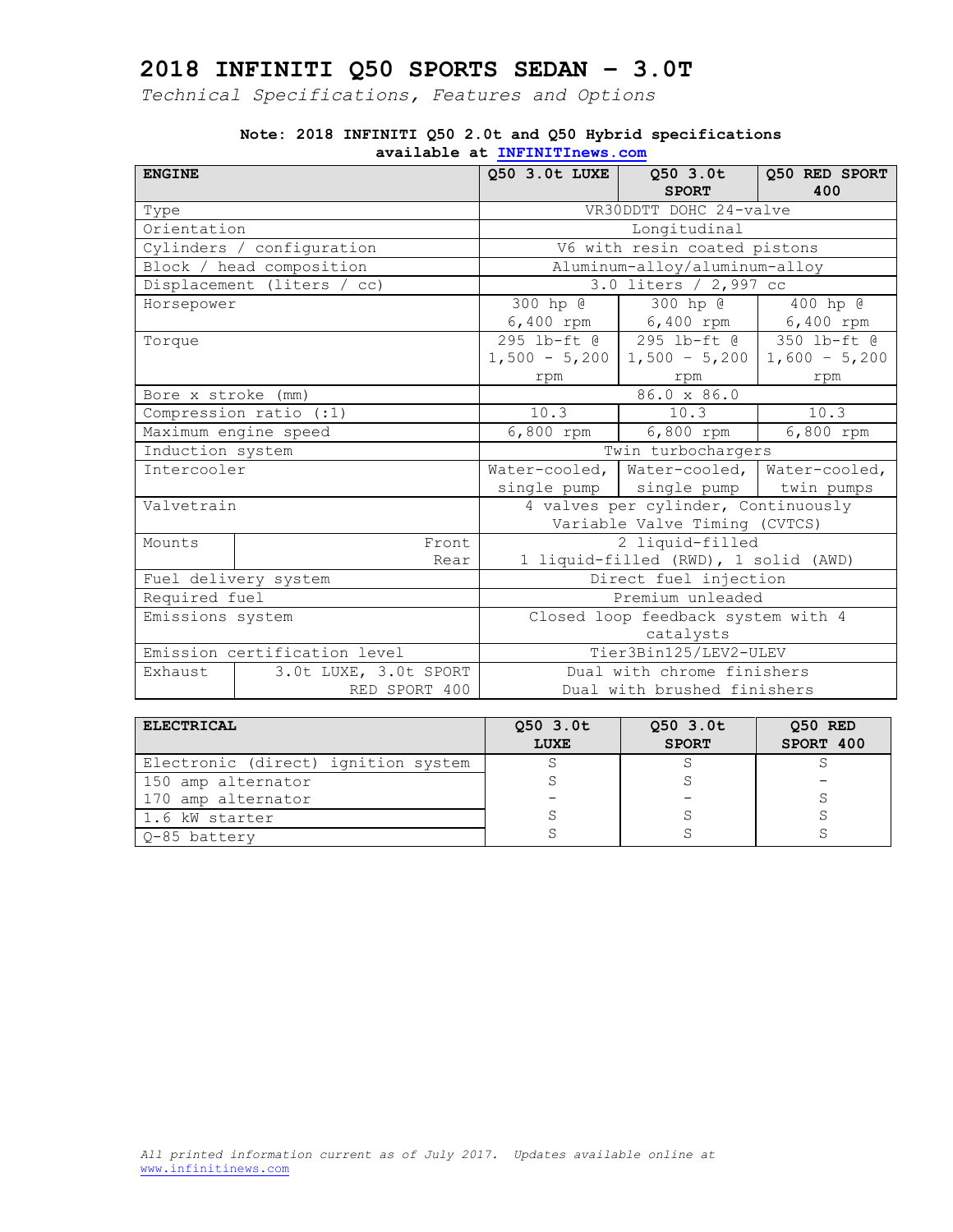# 2018 INFINITI Q50 SPORTS SEDAN – 3.0T

*Technical Specifications, Features and Options*

**Note: 2018 INFINITI Q50 2.0t and Q50 Hybrid specifications available at [INFINITInews.com](INFINITInews.com)**

| ENGINE | | Q50 3.0t LUXE | Q50 3.0t SPORT | Q50 RED SPORT 400 |
|---|---|---|---|---|
| Type | | VR30DDTT DOHC 24-valve | | |
| Orientation | | Longitudinal | | |
| Cylinders / configuration | | V6 with resin coated pistons | | |
| Block / head composition | | Aluminum-alloy/aluminum-alloy | | |
| Displacement (liters / cc) | | 3.0 liters / 2,997 cc | | |
| Horsepower | | 300 hp @ 6,400 rpm | 300 hp @ 6,400 rpm | 400 hp @ 6,400 rpm |
| Torque | | 295 lb-ft @ 1,500 – 5,200 rpm | 295 lb-ft @ 1,500 – 5,200 rpm | 350 lb-ft @ 1,600 – 5,200 rpm |
| Bore x stroke (mm) | | 86.0 x 86.0 | | |
| Compression ratio (:1) | | 10.3 | 10.3 | 10.3 |
| Maximum engine speed | | 6,800 rpm | 6,800 rpm | 6,800 rpm |
| Induction system | | Twin turbochargers | | |
| Intercooler | | Water-cooled, single pump | Water-cooled, single pump | Water-cooled, twin pumps |
| Valvetrain | | 4 valves per cylinder, Continuously Variable Valve Timing (CVTCS) | | |
| Mounts | Front | 2 liquid-filled | | |
| | Rear | 1 liquid-filled (RWD), 1 solid (AWD) | | |
| Fuel delivery system | | Direct fuel injection | | |
| Required fuel | | Premium unleaded | | |
| Emissions system | | Closed loop feedback system with 4 catalysts | | |
| Emission certification level | | Tier3Bin125/LEV2-ULEV | | |
| Exhaust | 3.0t LUXE, 3.0t SPORT | Dual with chrome finishers | | |
| | RED SPORT 400 | Dual with brushed finishers | | |

| ELECTRICAL | Q50 3.0t LUXE | Q50 3.0t SPORT | Q50 RED SPORT 400 |
|---|---|---|---|
| Electronic (direct) ignition system | S | S | S |
| 150 amp alternator | S | S | – |
| 170 amp alternator | – | – | S |
| 1.6 kW starter | S | S | S |
| Q-85 battery | S | S | S |

*All printed information current as of July 2017. Updates available online at* [www.infinitinews.com](www.infinitinews.com)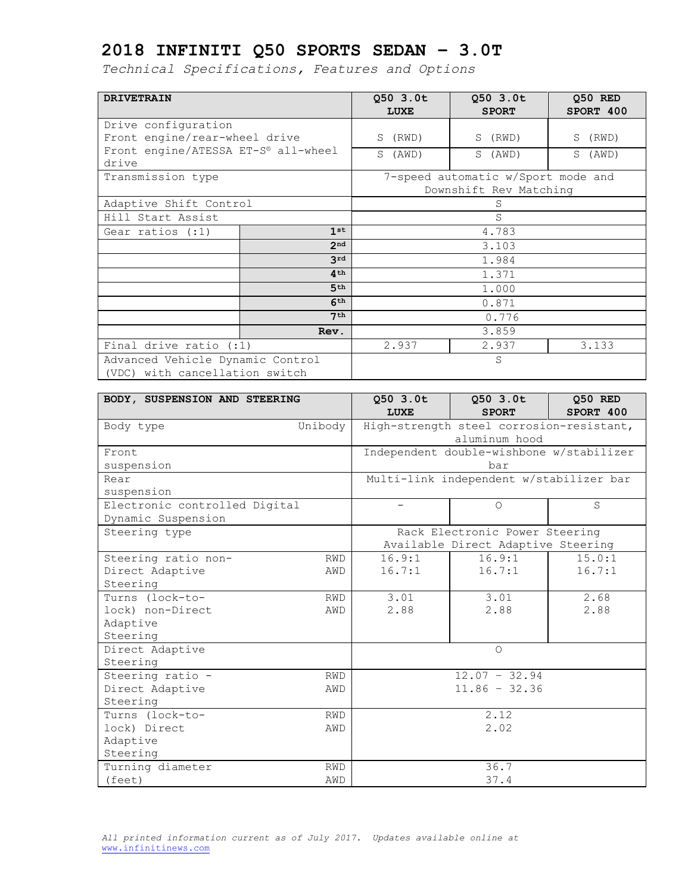# 2018 INFINITI Q50 SPORTS SEDAN – 3.0T

*Technical Specifications, Features and Options*

| DRIVETRAIN | | Q50 3.0t LUXE | Q50 3.0t SPORT | Q50 RED SPORT 400 |
|---|---|---|---|---|
| Drive configuration | | | | |
| Front engine/rear-wheel drive | | S (RWD) | S (RWD) | S (RWD) |
| Front engine/ATESSA ET-S® all-wheel drive | | S (AWD) | S (AWD) | S (AWD) |
| Transmission type | | 7-speed automatic w/Sport mode and Downshift Rev Matching | | |
| Adaptive Shift Control | | S | | |
| Hill Start Assist | | S | | |
| Gear ratios (:1) | 1st | 4.783 | | |
| | 2nd | 3.103 | | |
| | 3rd | 1.984 | | |
| | 4th | 1.371 | | |
| | 5th | 1.000 | | |
| | 6th | 0.871 | | |
| | 7th | 0.776 | | |
| | Rev. | 3.859 | | |
| Final drive ratio (:1) | | 2.937 | 2.937 | 3.133 |
| Advanced Vehicle Dynamic Control (VDC) with cancellation switch | | S | | |

| BODY, SUSPENSION AND STEERING | | Q50 3.0t LUXE | Q50 3.0t SPORT | Q50 RED SPORT 400 |
|---|---|---|---|---|
| Body type | Unibody | High-strength steel corrosion-resistant, aluminum hood | | |
| Front suspension | | Independent double-wishbone w/stabilizer bar | | |
| Rear suspension | | Multi-link independent w/stabilizer bar | | |
| Electronic controlled Digital Dynamic Suspension | | – | O | S |
| Steering type | | Rack Electronic Power Steering Available Direct Adaptive Steering | | |
| Steering ratio non-Direct Adaptive Steering | RWD | 16.9:1 | 16.9:1 | 15.0:1 |
| | AWD | 16.7:1 | 16.7:1 | 16.7:1 |
| Turns (lock-to-lock) non-Direct Adaptive Steering | RWD | 3.01 | 3.01 | 2.68 |
| | AWD | 2.88 | 2.88 | 2.88 |
| Direct Adaptive Steering | | O | | |
| Steering ratio - Direct Adaptive Steering | RWD | 12.07 – 32.94 | | |
| | AWD | 11.86 – 32.36 | | |
| Turns (lock-to-lock) Direct Adaptive Steering | RWD | 2.12 | | |
| | AWD | 2.02 | | |
| Turning diameter (feet) | RWD | 36.7 | | |
| | AWD | 37.4 | | |

*All printed information current as of July 2017. Updates available online at* www.infinitinews.com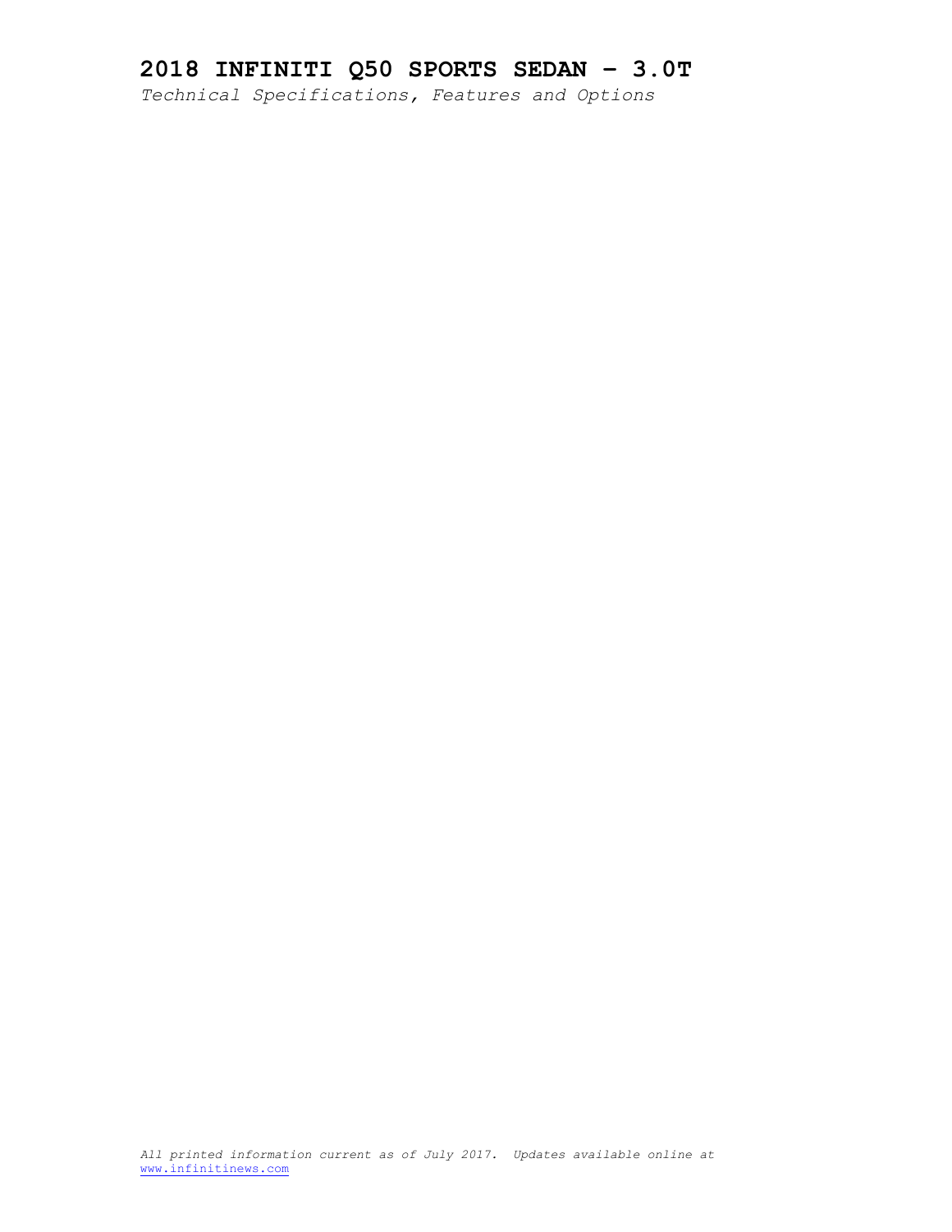# 2018 INFINITI Q50 SPORTS SEDAN – 3.0T

*Technical Specifications, Features and Options*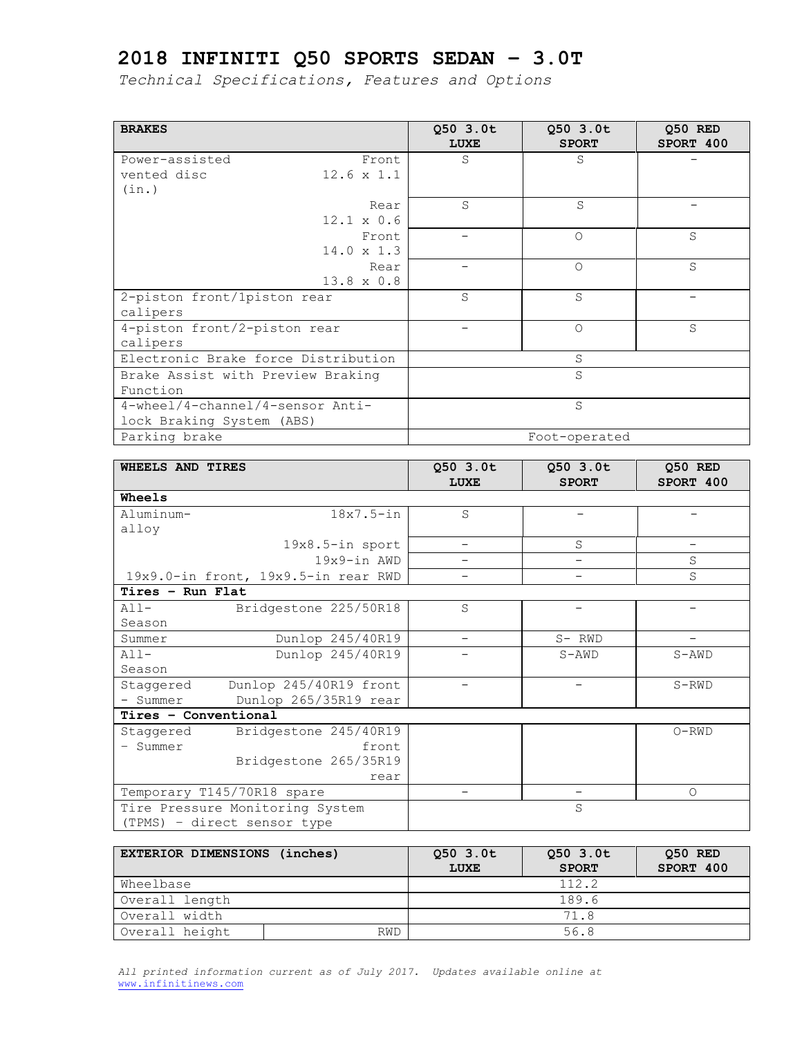# 2018 INFINITI Q50 SPORTS SEDAN – 3.0T

*Technical Specifications, Features and Options*

| BRAKES | | Q50 3.0t LUXE | Q50 3.0t SPORT | Q50 RED SPORT 400 |
|---|---|---|---|---|
| Power-assisted vented disc (in.) | Front 12.6 x 1.1 | S | S | – |
| | Rear 12.1 x 0.6 | S | S | – |
| | Front 14.0 x 1.3 | – | O | S |
| | Rear 13.8 x 0.8 | – | O | S |
| 2-piston front/1piston rear calipers | | S | S | – |
| 4-piston front/2-piston rear calipers | | – | O | S |
| Electronic Brake force Distribution | | | S | |
| Brake Assist with Preview Braking Function | | | S | |
| 4-wheel/4-channel/4-sensor Anti-lock Braking System (ABS) | | | S | |
| Parking brake | | | Foot-operated | |

| WHEELS AND TIRES | | Q50 3.0t LUXE | Q50 3.0t SPORT | Q50 RED SPORT 400 |
|---|---|---|---|---|
| **Wheels** | | | | |
| Aluminum-alloy | 18x7.5-in | S | – | – |
| | 19x8.5-in sport | – | S | – |
| | 19x9-in AWD | – | – | S |
| | 19x9.0-in front, 19x9.5-in rear RWD | – | – | S |
| **Tires – Run Flat** | | | | |
| All-Season | Bridgestone 225/50R18 | S | – | – |
| Summer | Dunlop 245/40R19 | – | S- RWD | – |
| All-Season | Dunlop 245/40R19 | – | S-AWD | S-AWD |
| Staggered - Summer | Dunlop 245/40R19 front Dunlop 265/35R19 rear | – | – | S-RWD |
| **Tires – Conventional** | | | | |
| Staggered - Summer | Bridgestone 245/40R19 front Bridgestone 265/35R19 rear | | | O-RWD |
| Temporary T145/70R18 spare | | – | – | O |
| Tire Pressure Monitoring System (TPMS) – direct sensor type | | | S | |

| EXTERIOR DIMENSIONS (inches) | | Q50 3.0t LUXE | Q50 3.0t SPORT | Q50 RED SPORT 400 |
|---|---|---|---|---|
| Wheelbase | | | 112.2 | |
| Overall length | | | 189.6 | |
| Overall width | | | 71.8 | |
| Overall height | RWD | | 56.8 | |

*All printed information current as of July 2017. Updates available online at* www.infinitinews.com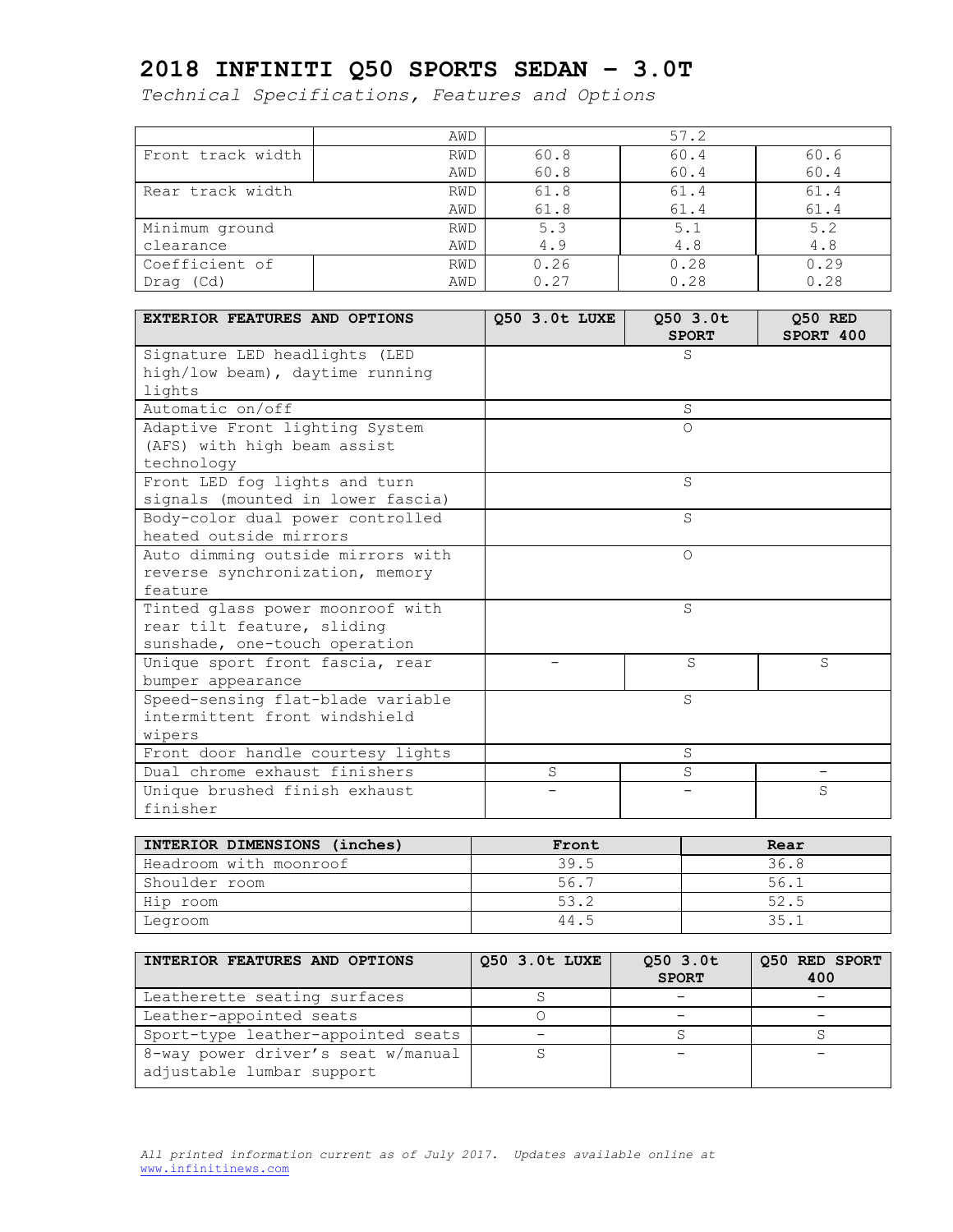# 2018 INFINITI Q50 SPORTS SEDAN – 3.0T

*Technical Specifications, Features and Options*

| | | | | | |
|---|---|---|---|---|---|
| | | AWD | 57.2 | | |
| Front track width | | RWD | 60.8 | 60.4 | 60.6 |
| | | AWD | 60.8 | 60.4 | 60.4 |
| Rear track width | | RWD | 61.8 | 61.4 | 61.4 |
| | | AWD | 61.8 | 61.4 | 61.4 |
| Minimum ground clearance | | RWD | 5.3 | 5.1 | 5.2 |
| | | AWD | 4.9 | 4.8 | 4.8 |
| Coefficient of Drag (Cd) | | RWD | 0.26 | 0.28 | 0.29 |
| | | AWD | 0.27 | 0.28 | 0.28 |

| EXTERIOR FEATURES AND OPTIONS | Q50 3.0t LUXE | Q50 3.0t SPORT | Q50 RED SPORT 400 |
|---|---|---|---|
| Signature LED headlights (LED high/low beam), daytime running lights | | S | |
| Automatic on/off | | S | |
| Adaptive Front lighting System (AFS) with high beam assist technology | | O | |
| Front LED fog lights and turn signals (mounted in lower fascia) | | S | |
| Body-color dual power controlled heated outside mirrors | | S | |
| Auto dimming outside mirrors with reverse synchronization, memory feature | | O | |
| Tinted glass power moonroof with rear tilt feature, sliding sunshade, one-touch operation | | S | |
| Unique sport front fascia, rear bumper appearance | – | S | S |
| Speed-sensing flat-blade variable intermittent front windshield wipers | | S | |
| Front door handle courtesy lights | | S | |
| Dual chrome exhaust finishers | S | S | – |
| Unique brushed finish exhaust finisher | – | – | S |

| INTERIOR DIMENSIONS (inches) | Front | Rear |
|---|---|---|
| Headroom with moonroof | 39.5 | 36.8 |
| Shoulder room | 56.7 | 56.1 |
| Hip room | 53.2 | 52.5 |
| Legroom | 44.5 | 35.1 |

| INTERIOR FEATURES AND OPTIONS | Q50 3.0t LUXE | Q50 3.0t SPORT | Q50 RED SPORT 400 |
|---|---|---|---|
| Leatherette seating surfaces | S | – | – |
| Leather-appointed seats | O | – | – |
| Sport-type leather-appointed seats | – | S | S |
| 8-way power driver's seat w/manual adjustable lumbar support | S | – | – |

*All printed information current as of July 2017. Updates available online at* www.infinitinews.com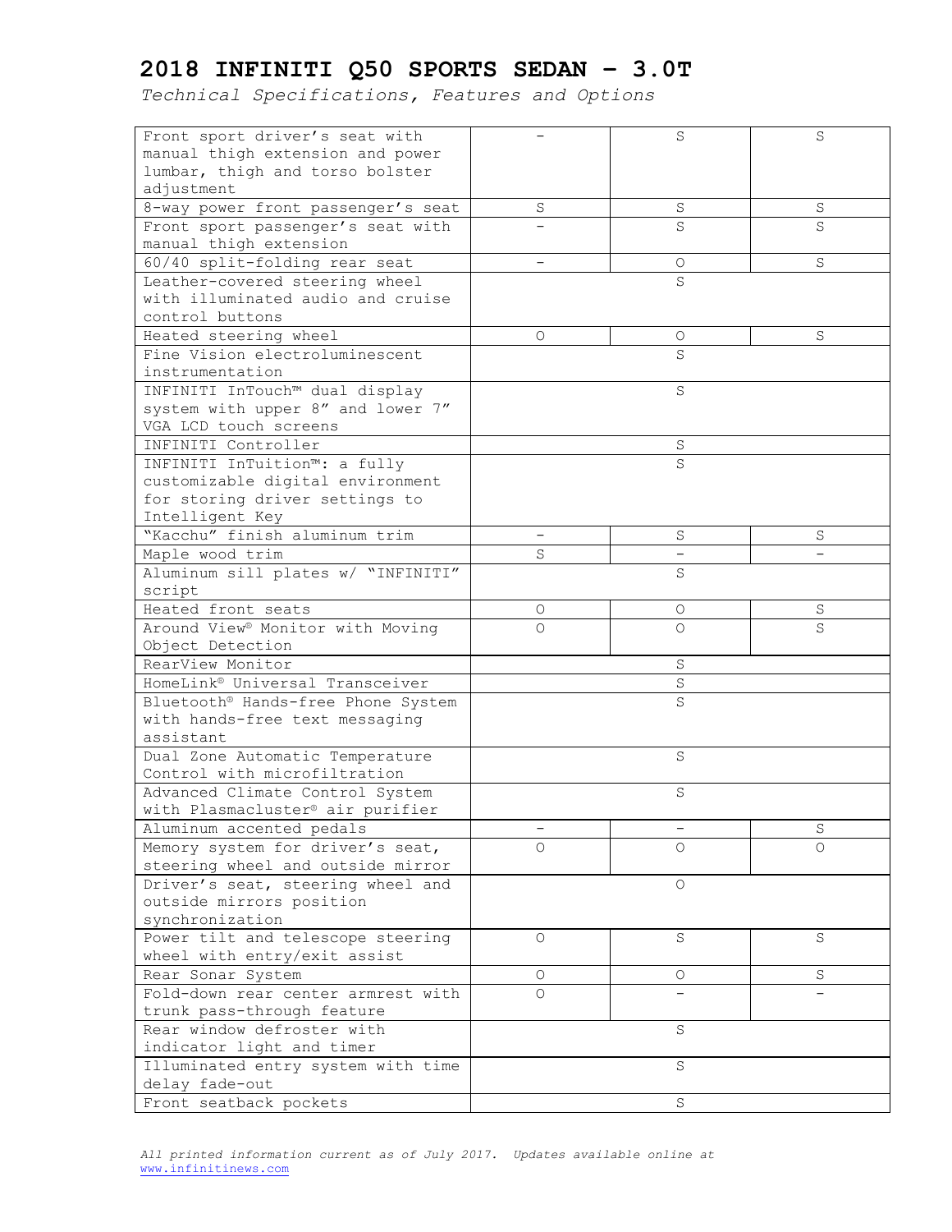# 2018 INFINITI Q50 SPORTS SEDAN – 3.0T

*Technical Specifications, Features and Options*

| | | | |
|---|---|---|---|
| Front sport driver's seat with manual thigh extension and power lumbar, thigh and torso bolster adjustment | – | S | S |
| 8-way power front passenger's seat | S | S | S |
| Front sport passenger's seat with manual thigh extension | – | S | S |
| 60/40 split-folding rear seat | – | O | S |
| Leather-covered steering wheel with illuminated audio and cruise control buttons | | S | |
| Heated steering wheel | O | O | S |
| Fine Vision electroluminescent instrumentation | | S | |
| INFINITI InTouch™ dual display system with upper 8" and lower 7" VGA LCD touch screens | | S | |
| INFINITI Controller | | S | |
| INFINITI InTuition™: a fully customizable digital environment for storing driver settings to Intelligent Key | | S | |
| "Kacchu" finish aluminum trim | – | S | S |
| Maple wood trim | S | – | – |
| Aluminum sill plates w/ "INFINITI" script | | S | |
| Heated front seats | O | O | S |
| Around View® Monitor with Moving Object Detection | O | O | S |
| RearView Monitor | | S | |
| HomeLink® Universal Transceiver | | S | |
| Bluetooth® Hands-free Phone System with hands-free text messaging assistant | | S | |
| Dual Zone Automatic Temperature Control with microfiltration | | S | |
| Advanced Climate Control System with Plasmacluster® air purifier | | S | |
| Aluminum accented pedals | – | – | S |
| Memory system for driver's seat, steering wheel and outside mirror | O | O | O |
| Driver's seat, steering wheel and outside mirrors position synchronization | | O | |
| Power tilt and telescope steering wheel with entry/exit assist | O | S | S |
| Rear Sonar System | O | O | S |
| Fold-down rear center armrest with trunk pass-through feature | O | – | – |
| Rear window defroster with indicator light and timer | | S | |
| Illuminated entry system with time delay fade-out | | S | |
| Front seatback pockets | | S | |

*All printed information current as of July 2017. Updates available online at* www.infinitinews.com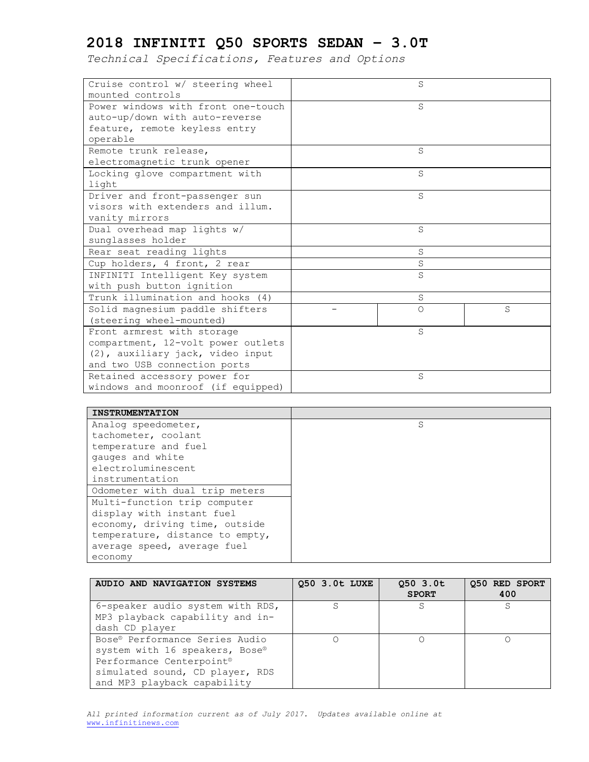# 2018 INFINITI Q50 SPORTS SEDAN – 3.0T

*Technical Specifications, Features and Options*

| Feature | Q50 3.0t LUXE | Q50 3.0t SPORT | Q50 RED SPORT 400 |
|---|---|---|---|
| Cruise control w/ steering wheel mounted controls | | S | |
| Power windows with front one-touch auto-up/down with auto-reverse feature, remote keyless entry operable | | S | |
| Remote trunk release, electromagnetic trunk opener | | S | |
| Locking glove compartment with light | | S | |
| Driver and front-passenger sun visors with extenders and illum. vanity mirrors | | S | |
| Dual overhead map lights w/ sunglasses holder | | S | |
| Rear seat reading lights | | S | |
| Cup holders, 4 front, 2 rear | | S | |
| INFINITI Intelligent Key system with push button ignition | | S | |
| Trunk illumination and hooks (4) | | S | |
| Solid magnesium paddle shifters (steering wheel-mounted) | – | O | S |
| Front armrest with storage compartment, 12-volt power outlets (2), auxiliary jack, video input and two USB connection ports | | S | |
| Retained accessory power for windows and moonroof (if equipped) | | S | |

| INSTRUMENTATION | |
|---|---|
| Analog speedometer, tachometer, coolant temperature and fuel gauges and white electroluminescent instrumentation | S |
| Odometer with dual trip meters | |
| Multi-function trip computer display with instant fuel economy, driving time, outside temperature, distance to empty, average speed, average fuel economy | |

| AUDIO AND NAVIGATION SYSTEMS | Q50 3.0t LUXE | Q50 3.0t SPORT | Q50 RED SPORT 400 |
|---|---|---|---|
| 6-speaker audio system with RDS, MP3 playback capability and in-dash CD player | S | S | S |
| Bose® Performance Series Audio system with 16 speakers, Bose® Performance Centerpoint® simulated sound, CD player, RDS and MP3 playback capability | O | O | O |

*All printed information current as of July 2017. Updates available online at* www.infinitinews.com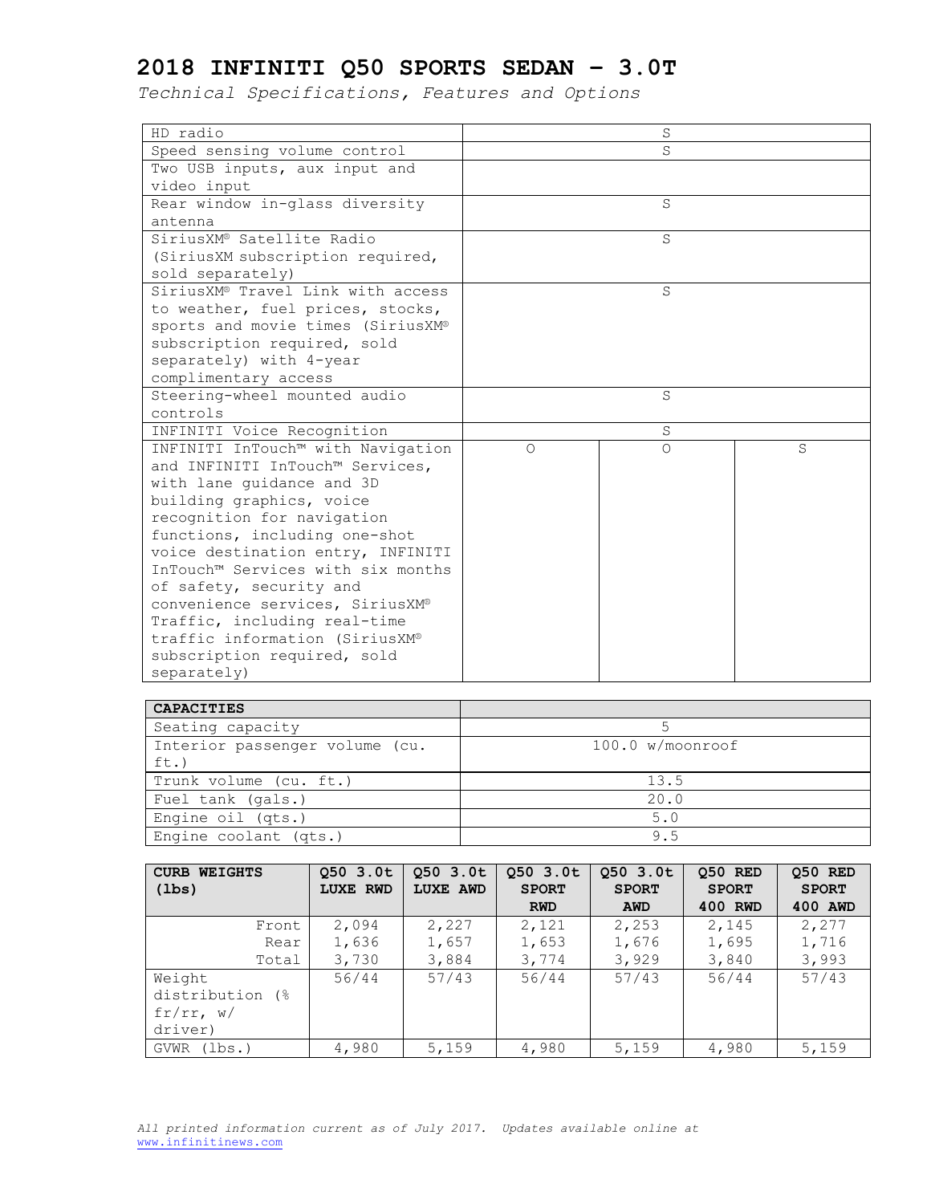# 2018 INFINITI Q50 SPORTS SEDAN – 3.0T

*Technical Specifications, Features and Options*

| | | | |
|---|---|---|---|
| HD radio | | S | |
| Speed sensing volume control | | S | |
| Two USB inputs, aux input and video input | | | |
| Rear window in-glass diversity antenna | | S | |
| SiriusXM® Satellite Radio (SiriusXM subscription required, sold separately) | | S | |
| SiriusXM® Travel Link with access to weather, fuel prices, stocks, sports and movie times (SiriusXM® subscription required, sold separately) with 4-year complimentary access | | S | |
| Steering-wheel mounted audio controls | | S | |
| INFINITI Voice Recognition | | S | |
| INFINITI InTouch™ with Navigation and INFINITI InTouch™ Services, with lane guidance and 3D building graphics, voice recognition for navigation functions, including one-shot voice destination entry, INFINITI InTouch™ Services with six months of safety, security and convenience services, SiriusXM® Traffic, including real-time traffic information (SiriusXM® subscription required, sold separately) | O | O | S |

| CAPACITIES | |
|---|---|
| Seating capacity | 5 |
| Interior passenger volume (cu. ft.) | 100.0 w/moonroof |
| Trunk volume (cu. ft.) | 13.5 |
| Fuel tank (gals.) | 20.0 |
| Engine oil (qts.) | 5.0 |
| Engine coolant (qts.) | 9.5 |

| CURB WEIGHTS (lbs) | Q50 3.0t LUXE RWD | Q50 3.0t LUXE AWD | Q50 3.0t SPORT RWD | Q50 3.0t SPORT AWD | Q50 RED SPORT 400 RWD | Q50 RED SPORT 400 AWD |
|---|---|---|---|---|---|---|
| Front | 2,094 | 2,227 | 2,121 | 2,253 | 2,145 | 2,277 |
| Rear | 1,636 | 1,657 | 1,653 | 1,676 | 1,695 | 1,716 |
| Total | 3,730 | 3,884 | 3,774 | 3,929 | 3,840 | 3,993 |
| Weight distribution (% fr/rr, w/ driver) | 56/44 | 57/43 | 56/44 | 57/43 | 56/44 | 57/43 |
| GVWR (lbs.) | 4,980 | 5,159 | 4,980 | 5,159 | 4,980 | 5,159 |

*All printed information current as of July 2017. Updates available online at* www.infinitinews.com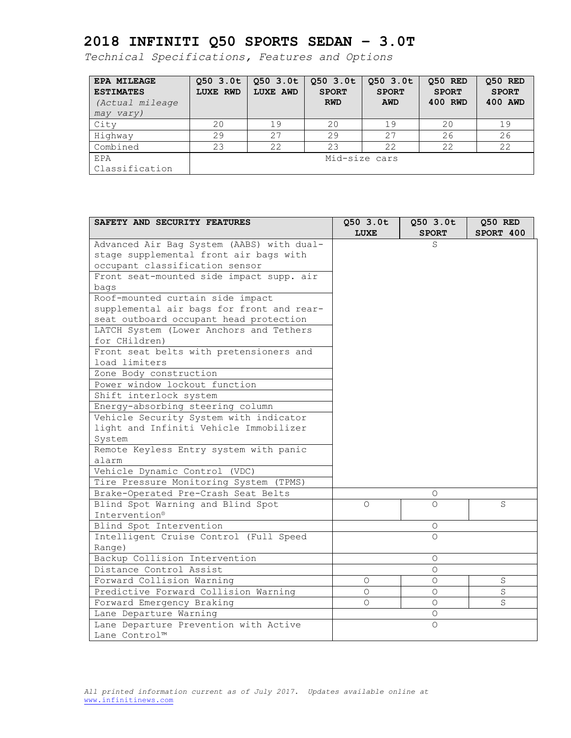# 2018 INFINITI Q50 SPORTS SEDAN – 3.0T

*Technical Specifications, Features and Options*

| EPA MILEAGE ESTIMATES *(Actual mileage may vary)* | Q50 3.0t LUXE RWD | Q50 3.0t LUXE AWD | Q50 3.0t SPORT RWD | Q50 3.0t SPORT AWD | Q50 RED SPORT 400 RWD | Q50 RED SPORT 400 AWD |
|---|---|---|---|---|---|---|
| City | 20 | 19 | 20 | 19 | 20 | 19 |
| Highway | 29 | 27 | 29 | 27 | 26 | 26 |
| Combined | 23 | 22 | 23 | 22 | 22 | 22 |
| EPA Classification | Mid-size cars | | | | | |

| SAFETY AND SECURITY FEATURES | Q50 3.0t LUXE | Q50 3.0t SPORT | Q50 RED SPORT 400 |
|---|---|---|---|
| Advanced Air Bag System (AABS) with dual-stage supplemental front air bags with occupant classification sensor | | S | |
| Front seat-mounted side impact supp. air bags | | | |
| Roof-mounted curtain side impact supplemental air bags for front and rear-seat outboard occupant head protection | | | |
| LATCH System (Lower Anchors and Tethers for CHildren) | | | |
| Front seat belts with pretensioners and load limiters | | | |
| Zone Body construction | | | |
| Power window lockout function | | | |
| Shift interlock system | | | |
| Energy-absorbing steering column | | | |
| Vehicle Security System with indicator light and Infiniti Vehicle Immobilizer System | | | |
| Remote Keyless Entry system with panic alarm | | | |
| Vehicle Dynamic Control (VDC) | | | |
| Tire Pressure Monitoring System (TPMS) | | | |
| Brake-Operated Pre-Crash Seat Belts | | O | |
| Blind Spot Warning and Blind Spot Intervention® | O | O | S |
| Blind Spot Intervention | | O | |
| Intelligent Cruise Control (Full Speed Range) | | O | |
| Backup Collision Intervention | | O | |
| Distance Control Assist | | O | |
| Forward Collision Warning | O | O | S |
| Predictive Forward Collision Warning | O | O | S |
| Forward Emergency Braking | O | O | S |
| Lane Departure Warning | | O | |
| Lane Departure Prevention with Active Lane Control™ | | O | |

*All printed information current as of July 2017. Updates available online at* www.infinitinews.com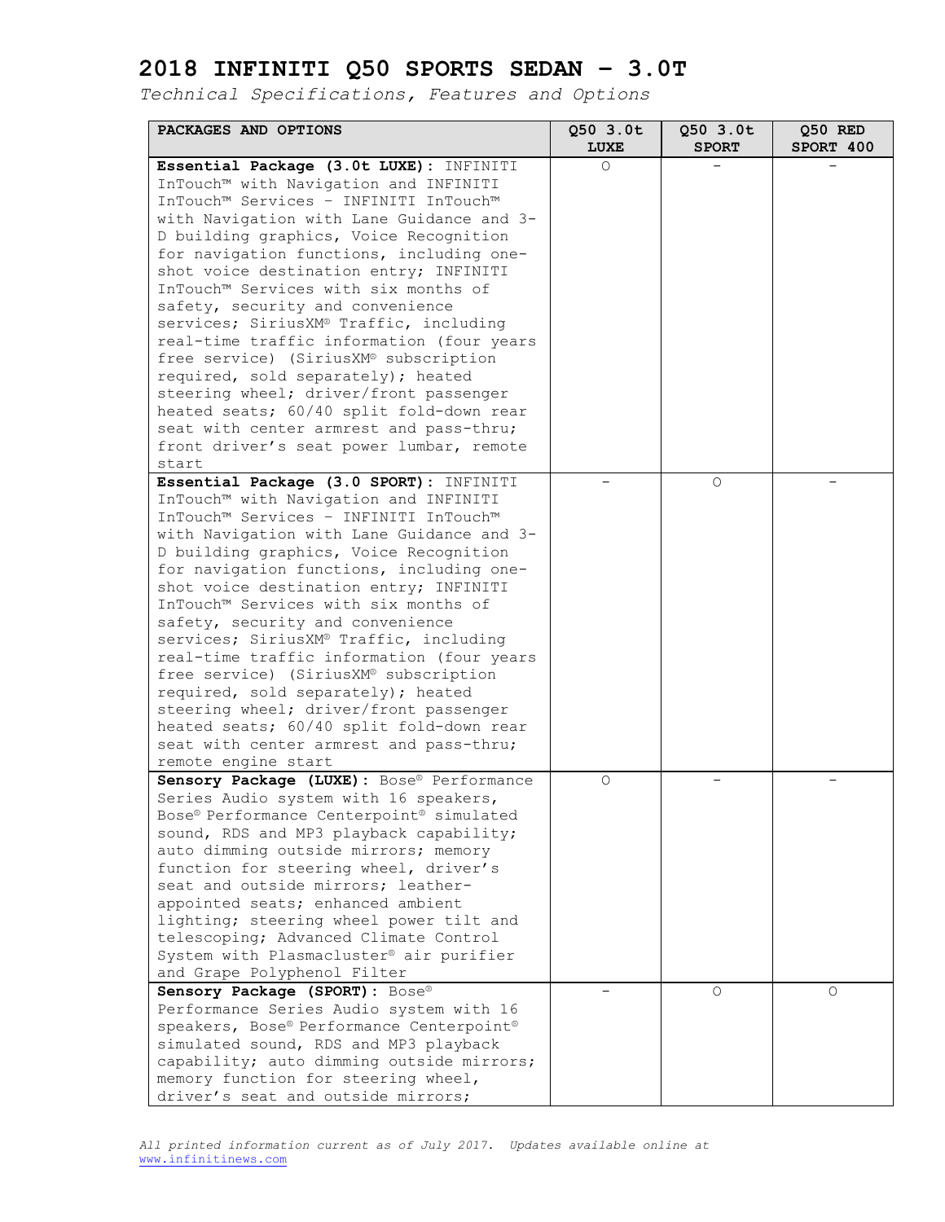# 2018 INFINITI Q50 SPORTS SEDAN – 3.0T

*Technical Specifications, Features and Options*

| PACKAGES AND OPTIONS | Q50 3.0t LUXE | Q50 3.0t SPORT | Q50 RED SPORT 400 |
|---|---|---|---|
| **Essential Package (3.0t LUXE):** INFINITI InTouch™ with Navigation and INFINITI InTouch™ Services – INFINITI InTouch™ with Navigation with Lane Guidance and 3-D building graphics, Voice Recognition for navigation functions, including one-shot voice destination entry; INFINITI InTouch™ Services with six months of safety, security and convenience services; SiriusXM® Traffic, including real-time traffic information (four years free service) (SiriusXM® subscription required, sold separately); heated steering wheel; driver/front passenger heated seats; 60/40 split fold-down rear seat with center armrest and pass-thru; front driver's seat power lumbar, remote start | O | – | – |
| **Essential Package (3.0 SPORT):** INFINITI InTouch™ with Navigation and INFINITI InTouch™ Services – INFINITI InTouch™ with Navigation with Lane Guidance and 3-D building graphics, Voice Recognition for navigation functions, including one-shot voice destination entry; INFINITI InTouch™ Services with six months of safety, security and convenience services; SiriusXM® Traffic, including real-time traffic information (four years free service) (SiriusXM® subscription required, sold separately); heated steering wheel; driver/front passenger heated seats; 60/40 split fold-down rear seat with center armrest and pass-thru; remote engine start | – | O | – |
| **Sensory Package (LUXE):** Bose® Performance Series Audio system with 16 speakers, Bose® Performance Centerpoint® simulated sound, RDS and MP3 playback capability; auto dimming outside mirrors; memory function for steering wheel, driver's seat and outside mirrors; leather-appointed seats; enhanced ambient lighting; steering wheel power tilt and telescoping; Advanced Climate Control System with Plasmacluster® air purifier and Grape Polyphenol Filter | O | – | – |
| **Sensory Package (SPORT):** Bose® Performance Series Audio system with 16 speakers, Bose® Performance Centerpoint® simulated sound, RDS and MP3 playback capability; auto dimming outside mirrors; memory function for steering wheel, driver's seat and outside mirrors; | – | O | O |

*All printed information current as of July 2017. Updates available online at* www.infinitinews.com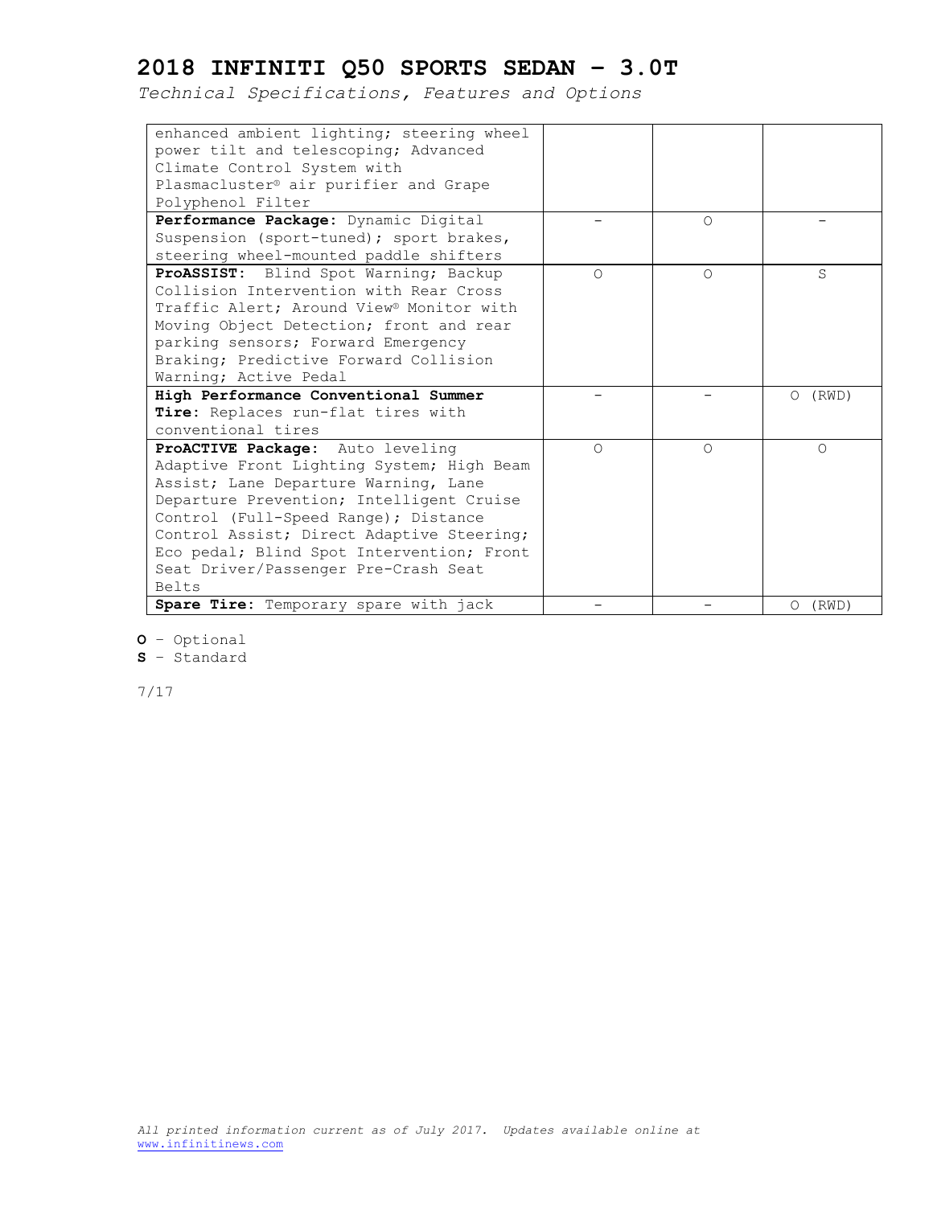# 2018 INFINITI Q50 SPORTS SEDAN – 3.0T

*Technical Specifications, Features and Options*

| | | | |
|---|---|---|---|
| enhanced ambient lighting; steering wheel power tilt and telescoping; Advanced Climate Control System with Plasmacluster® air purifier and Grape Polyphenol Filter | | | |
| **Performance Package:** Dynamic Digital Suspension (sport-tuned); sport brakes, steering wheel-mounted paddle shifters | – | O | – |
| **ProASSIST:** Blind Spot Warning; Backup Collision Intervention with Rear Cross Traffic Alert; Around View® Monitor with Moving Object Detection; front and rear parking sensors; Forward Emergency Braking; Predictive Forward Collision Warning; Active Pedal | O | O | S |
| **High Performance Conventional Summer Tire:** Replaces run-flat tires with conventional tires | – | – | O (RWD) |
| **ProACTIVE Package:** Auto leveling Adaptive Front Lighting System; High Beam Assist; Lane Departure Warning, Lane Departure Prevention; Intelligent Cruise Control (Full-Speed Range); Distance Control Assist; Direct Adaptive Steering; Eco pedal; Blind Spot Intervention; Front Seat Driver/Passenger Pre-Crash Seat Belts | O | O | O |
| **Spare Tire:** Temporary spare with jack | – | – | O (RWD) |

**O** – Optional
**S** – Standard

7/17

*All printed information current as of July 2017. Updates available online at* www.infinitinews.com